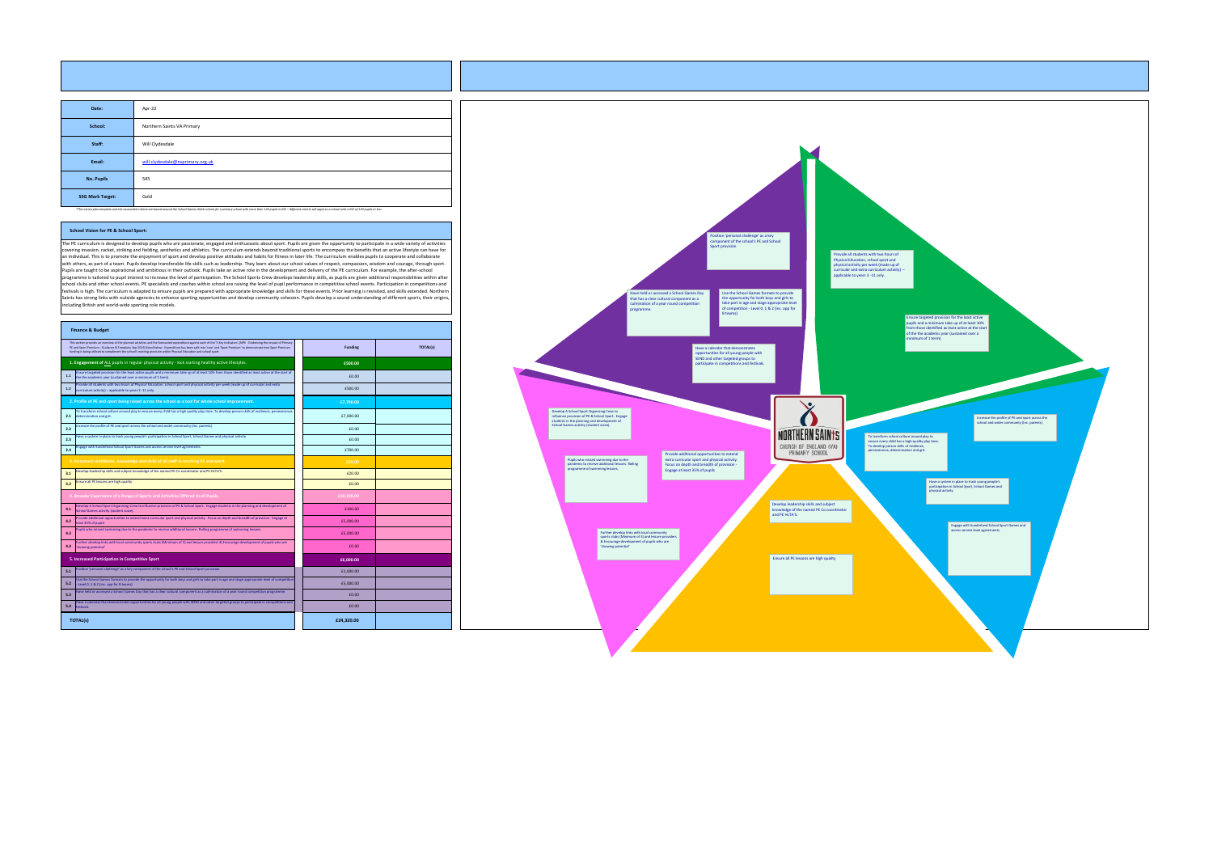| | |
|---|---|
| **Date:** | Apr-22 |
| **School:** | Northern Saints VA Primary |
| **Staff:** | Will Clydesdale |
| **Email:** | will.clydesdale@nsprimary.org.uk |
| **No. Pupils** | 545 |
| **SSG Mark Target:** | Gold |

*This action plan template and the associated criteria are based around the School Games Mark criteria for a primary school with more than 120 pupils in KS2 – different criteria will apply to a school with a KS2 of 120 pupils or less.

## School Vision for PE & School Sport:

The PE curriculum is designed to develop pupils who are passionate, engaged and enthusiastic about sport. Pupils are given the opportunity to participate in a wide variety of activities covering invasion, racket, striking and fielding, aesthetics and athletics. The curriculum extends beyond traditional sports to encompass the benefits that an active lifestyle can have for an individual. This is to promote the enjoyment of sport and develop positive attitudes and habits for fitness in later life. The curriculum enables pupils to cooperate and collaborate with others, as part of a team. Pupils develop transferable life skills such as leadership. They learn about our school values of respect, compassion, wisdom and courage, through sport. Pupils are taught to be aspirational and ambitious in their outlook. Pupils take an active role in the development and delivery of the PE curriculum. For example, the after-school programme is tailored to pupil interest to increase the level of participation. The School Sports Crew develops leadership skills, as pupils are given additional responsibilities within after school clubs and other school events. PE specialists and coaches within school are raising the level of pupil performance in competitive school events. Participation in competitions and festivals is high. The curriculum is adapted to ensure pupils are prepared with appropriate knowledge and skills for these events. Prior learning is revisited, and skills extended. Northern Saints has strong links with outside agencies to enhance sporting opportunities and develop community cohesion. Pupils develop a sound understanding of different sports, their origins, including British and world-wide sporting role models.

## Finance & Budget

This section provides an overview of the planned activities and the forecasted expenditure against each of the '5 Key Indicators' (DfE - Evidencing the Impact of Primary PE and Sport Premium – Guidance & Template: Sep 2016) Note/below - Expenditure has been split into 'core' and 'Sport Premium' to demonstrate how Sport Premium funding is being utilised to complement the school's existing provision within Physical Education and school sport.

| | | Funding | TOTAL(s) |
|---|---|---|---|
| **1. Engagement of ALL pupils in regular physical activity - kick starting healthy active lifestyles.** | | £500.00 | |
| 1.1 | Ensure targeted provision for the least active pupils and a minimum take up of at least 10% from those identified as least active at the start of the academic year (sustained over a minimum of 1 term) | £0.00 | |
| 1.2 | Provide all students with two hours of Physical Education, school sport and physical activity per week (made up of curricular and extra curriculum activity) – applicable to years 3 -11 only. | £500.00 | |
| **2. Profile of PE and sport being raised across the school as a tool for whole school improvement.** | | £7,700.00 | |
| 2.1 | To transform school culture around play to ensure every child has a high quality play time. To develop person skills of resilience, perseverance, determination and grit. | £7,000.00 | |
| 2.2 | Increase the profile of PE and sport across the school and wider community (inc. parents) | £0.00 | |
| 2.3 | Have a system in place to track young people's participation in School Sport, School Games and physical activity | £0.00 | |
| 2.4 | Engage with Sunderland School Sport Games and access service level agreements. | £700.00 | |
| **3. Increased confidence, knowledge and skills of all staff in teaching PE and sport.** | | £20.00 | |
| 3.1 | Develop leadership skills and subject knowledge of the named PE Co coordinator and PE HLTA'S. | £20.00 | |
| 3.2 | Ensure all PE lessons are high quality | £0.00 | |
| **4. Broader Experience of a Range of Sports and Activities Offered to all Pupils.** | | £10,100.00 | |
| 4.1 | Develop A School Sport Organising Crew to influence provision of PE & School Sport - Engage students in the planning and development of School Games activity (student voice). | £100.00 | |
| 4.2 | Provide additional opportunities to extend extra curricular sport and physical activity - Focus on depth and breadth of provision - Engage at least 35% of pupils | £5,000.00 | |
| 4.3 | Pupils who missed swimming due to the pandemic to receive additional lessons. Rolling programme of swimming lessons | £5,000.00 | |
| 4.4 | Further develop links with local community sports clubs (Minimum of 3) and leisure providers & Encourage development of pupils who are 'showing potential' | £0.00 | |
| **5. Increased Participation in Competitive Sport** | | £6,000.00 | |
| 5.1 | Position 'personal challenge' as a key component of the school's PE and School Sport provision | £1,000.00 | |
| 5.2 | Use the School Games formats to provide the opportunity for both boys and girls to take part in age and stage appropriate level of competition - Level 0, 1 & 2 (inc. opp for B teams) | £5,000.00 | |
| 5.3 | Have held or accessed a School Games Day that has a clear cultural component as a culmination of a year round competition programme. | £0.00 | |
| 5.4 | Have a calendar that demonstrates opportunities for all young people with SEND and other targeted groups to participate in competitions and festivals. | £0.00 | |
| **TOTAL(s)** | | £24,320.00 | |

Position 'personal challenge' as a key component of the school's PE and School Sport provision

Provide all students with two hours of Physical Education, school sport and physical activity per week (made up of curricular and extra curriculum activity) – applicable to years 3 -11 only.

Have held or accessed a School Games Day that has a clear cultural component as a culmination of a year round competition programme.

Use the School Games formats to provide the opportunity for both boys and girls to take part in age and stage appropriate level of competition - Level 0, 1 & 2 (inc. opp for B teams)

Ensure targeted provision for the least active pupils and a minimum take up of at least 10% from those identified as least active at the start of the academic year (sustained over a minimum of 1 term)

Have a calendar that demonstrates opportunities for all young people with SEND and other targeted groups to participate in competitions and festivals.

Develop A School Sport Organising Crew to influence provision of PE & School Sport - Engage students in the planning and development of School Games activity (student voice).

NORTHERN SAINTS
CHURCH OF ENGLAND (VA) PRIMARY SCHOOL

Increase the profile of PE and sport across the school and wider community (inc. parents)

To transform school culture around play to ensure every child has a high quality play time. To develop person skills of resilience, perseverance, determination and grit.

Provide additional opportunities to extend extra curricular sport and physical activity. Focus on depth and breadth of provision - Engage at least 35% of pupils

Pupils who missed swimming due to the pandemic to receive additional lessons. Rolling programme of swimming lessons.

Have a system in place to track young people's participation in School Sport, School Games and physical activity

Develop leadership skills and subject knowledge of the named PE Co coordinator and PE HLTA'S.

Engage with Sunderland School Sport Games and access service level agreements.

Further develop links with local community sports clubs (Minimum of 3) and leisure providers & Encourage development of pupils who are 'showing potential'

Ensure all PE lessons are high quality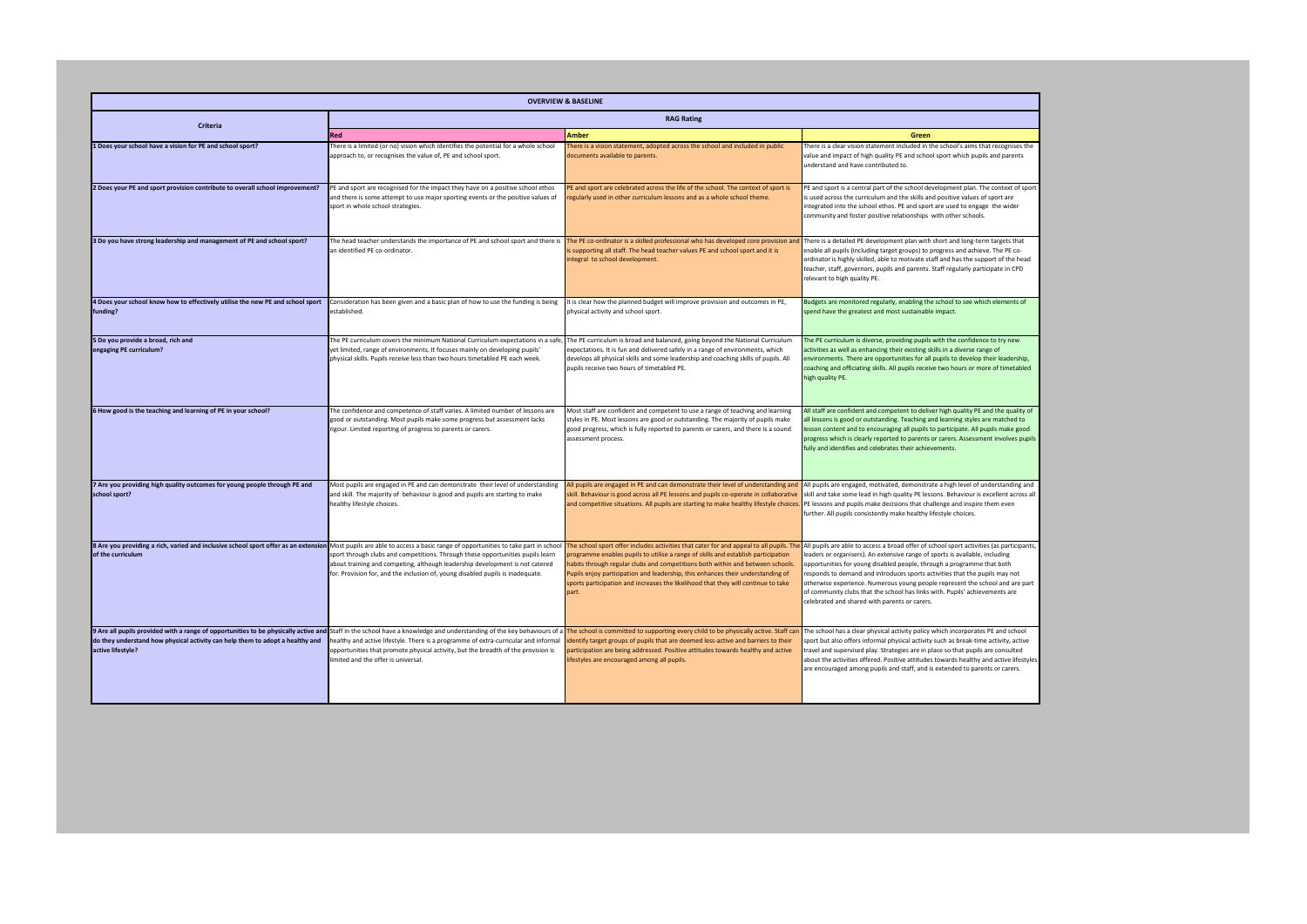| OVERVIEW & BASELINE | | | |
|---|---|---|---|
| **Criteria** | **RAG Rating** | | |
| | **Red** | **Amber** | **Green** |
| **1 Does your school have a vision for PE and school sport?** | There is a limited (or no) vision which identifies the potential for a whole school approach to, or recognises the value of, PE and school sport. | There is a vision statement, adopted across the school and included in public documents available to parents. | There is a clear vision statement included in the school's aims that recognises the value and impact of high quality PE and school sport which pupils and parents understand and have contributed to. |
| **2 Does your PE and sport provision contribute to overall school improvement?** | PE and sport are recognised for the impact they have on a positive school ethos and there is some attempt to use major sporting events or the positive values of sport in whole school strategies. | PE and sport are celebrated across the life of the school. The context of sport is regularly used in other curriculum lessons and as a whole school theme. | PE and sport is a central part of the school development plan. The context of sport is used across the curriculum and the skills and positive values of sport are integrated into the school ethos. PE and sport are used to engage the wider community and foster positive relationships with other schools. |
| **3 Do you have strong leadership and management of PE and school sport?** | The head teacher understands the importance of PE and school sport and there is an identified PE co-ordinator. | The PE co-ordinator is a skilled professional who has developed core provision and is supporting all staff. The head teacher values PE and school sport and it is integral to school development. | There is a detailed PE development plan with short and long-term targets that enable all pupils (including target groups) to progress and achieve. The PE co-ordinator is highly skilled, able to motivate staff and has the support of the head teacher, staff, governors, pupils and parents. Staff regularly participate in CPD relevant to high quality PE. |
| **4 Does your school know how to effectively utilise the new PE and school sport funding?** | Consideration has been given and a basic plan of how to use the funding is being established. | It is clear how the planned budget will improve provision and outcomes in PE, physical activity and school sport. | Budgets are monitored regularly, enabling the school to see which elements of spend have the greatest and most sustainable impact. |
| **5 Do you provide a broad, rich and engaging PE curriculum?** | The PE curriculum covers the minimum National Curriculum expectations in a safe, yet limited, range of environments. It focuses mainly on developing pupils' physical skills. Pupils receive less than two hours timetabled PE each week. | The PE curriculum is broad and balanced, going beyond the National Curriculum expectations. It is fun and delivered safely in a range of environments, which develops all physical skills and some leadership and coaching skills of pupils. All pupils receive two hours of timetabled PE. | The PE curriculum is diverse, providing pupils with the confidence to try new activities as well as enhancing their existing skills in a diverse range of environments. There are opportunities for all pupils to develop their leadership, coaching and officiating skills. All pupils receive two hours or more of timetabled high quality PE. |
| **6 How good is the teaching and learning of PE in your school?** | The confidence and competence of staff varies. A limited number of lessons are good or outstanding. Most pupils make some progress but assessment lacks rigour. Limited reporting of progress to parents or carers. | Most staff are confident and competent to use a range of teaching and learning styles in PE. Most lessons are good or outstanding. The majority of pupils make good progress, which is fully reported to parents or carers, and there is a sound assessment process. | All staff are confident and competent to deliver high quality PE and the quality of all lessons is good or outstanding. Teaching and learning styles are matched to lesson content and to encouraging all pupils to participate. All pupils make good progress which is clearly reported to parents or carers. Assessment involves pupils fully and identifies and celebrates their achievements. |
| **7 Are you providing high quality outcomes for young people through PE and school sport?** | Most pupils are engaged in PE and can demonstrate their level of understanding and skill. The majority of behaviour is good and pupils are starting to make healthy lifestyle choices. | All pupils are engaged in PE and can demonstrate their level of understanding and skill. Behaviour is good across all PE lessons and pupils co-operate in collaborative and competitive situations. All pupils are starting to make healthy lifestyle choices. | All pupils are engaged, motivated, demonstrate a high level of understanding and skill and take some lead in high quality PE lessons. Behaviour is excellent across all PE lessons and pupils make decisions that challenge and inspire them even further. All pupils consistently make healthy lifestyle choices. |
| **8 Are you providing a rich, varied and inclusive school sport offer as an extension of the curriculum** | Most pupils are able to access a basic range of opportunities to take part in school sport through clubs and competitions. Through these opportunities pupils learn about training and competing, although leadership development is not catered for. Provision for, and the inclusion of, young disabled pupils is inadequate. | The school sport offer includes activities that cater for and appeal to all pupils. The programme enables pupils to utilise a range of skills and establish participation habits through regular clubs and competitions both within and between schools. Pupils enjoy participation and leadership, this enhances their understanding of sports participation and increases the likelihood that they will continue to take part. | All pupils are able to access a broad offer of school sport activities (as participants, leaders or organisers). An extensive range of sports is available, including opportunities for young disabled people, through a programme that both responds to demand and introduces sports activities that the pupils may not otherwise experience. Numerous young people represent the school and are part of community clubs that the school has links with. Pupils' achievements are celebrated and shared with parents or carers. |
| **9 Are all pupils provided with a range of opportunities to be physically active and do they understand how physical activity can help them to adopt a healthy and active lifestyle?** | Staff in the school have a knowledge and understanding of the key behaviours of a healthy and active lifestyle. There is a programme of extra-curricular and informal opportunities that promote physical activity, but the breadth of the provision is limited and the offer is universal. | The school is committed to supporting every child to be physically active. Staff can identify target groups of pupils that are deemed less-active and barriers to their participation are being addressed. Positive attitudes towards healthy and active lifestyles are encouraged among all pupils. | The school has a clear physical activity policy which incorporates PE and school sport but also offers informal physical activity such as break-time activity, active travel and supervised play. Strategies are in place so that pupils are consulted about the activities offered. Positive attitudes towards healthy and active lifestyles are encouraged among pupils and staff, and is extended to parents or carers. |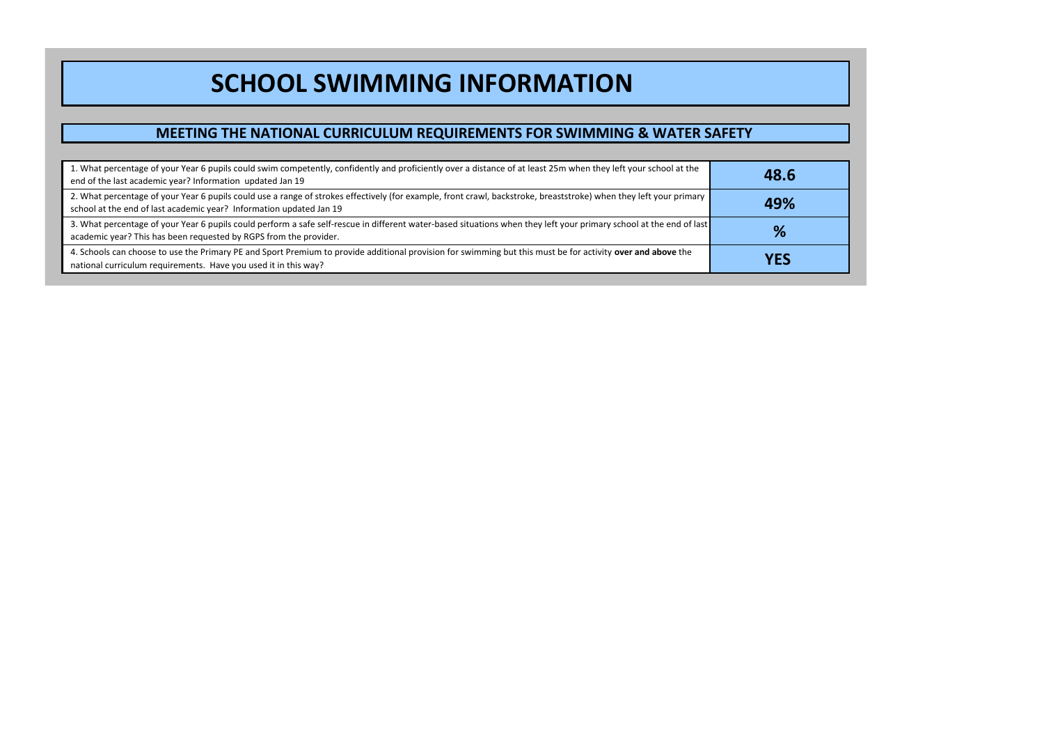# SCHOOL SWIMMING INFORMATION

## MEETING THE NATIONAL CURRICULUM REQUIREMENTS FOR SWIMMING & WATER SAFETY

| | |
|---|---|
| 1. What percentage of your Year 6 pupils could swim competently, confidently and proficiently over a distance of at least 25m when they left your school at the end of the last academic year? Information updated Jan 19 | **48.6** |
| 2. What percentage of your Year 6 pupils could use a range of strokes effectively (for example, front crawl, backstroke, breaststroke) when they left your primary school at the end of last academic year? Information updated Jan 19 | **49%** |
| 3. What percentage of your Year 6 pupils could perform a safe self-rescue in different water-based situations when they left your primary school at the end of last academic year? This has been requested by RGPS from the provider. | **%** |
| 4. Schools can choose to use the Primary PE and Sport Premium to provide additional provision for swimming but this must be for activity **over and above** the national curriculum requirements. Have you used it in this way? | **YES** |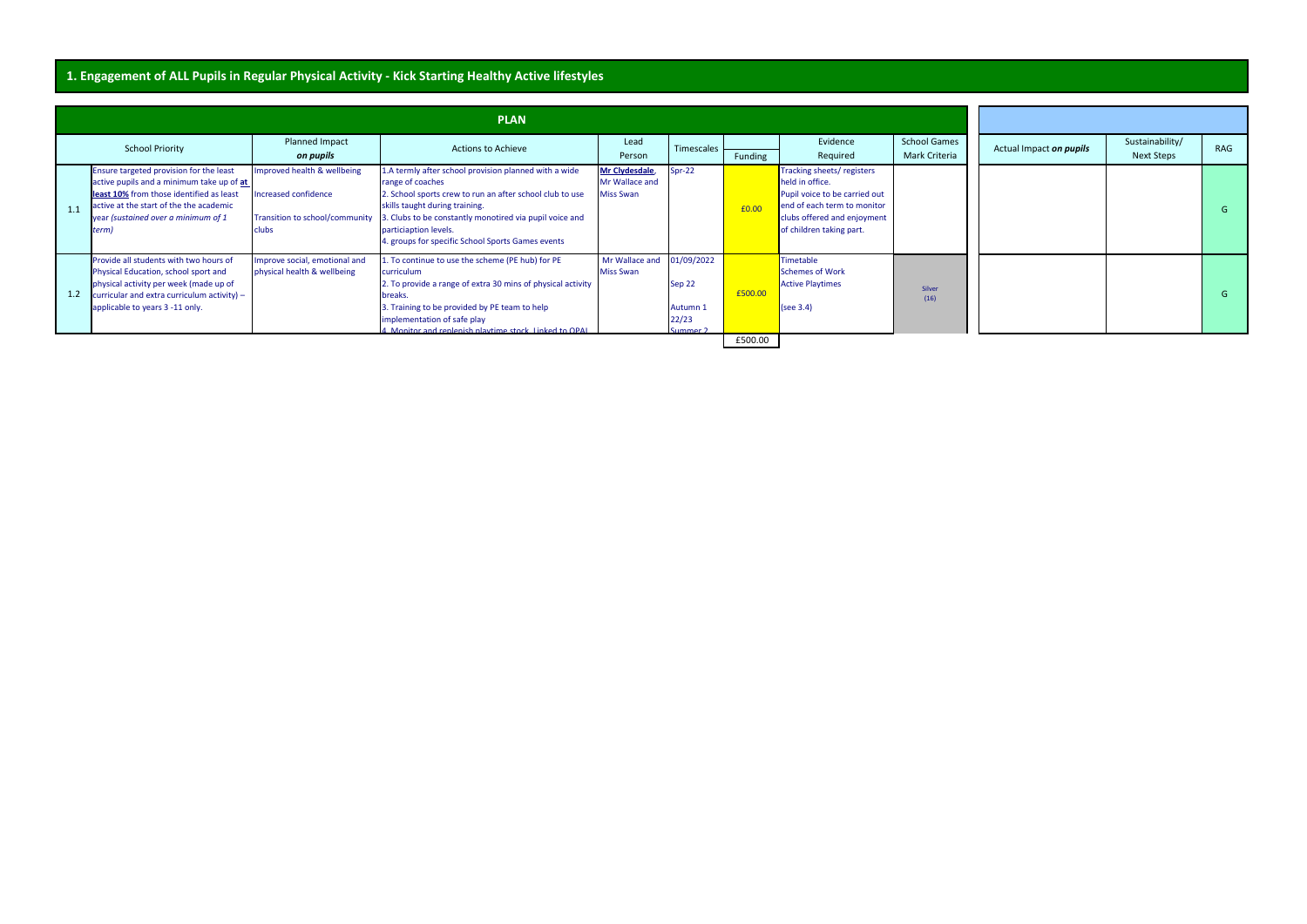## 1. Engagement of ALL Pupils in Regular Physical Activity - Kick Starting Healthy Active lifestyles

| PLAN | | | | | | | | | | | | |
|---|---|---|---|---|---|---|---|---|---|---|---|---|
| | School Priority | Planned Impact ***on pupils*** | Actions to Achieve | Lead Person | Timescales | Funding | Evidence Required | School Games Mark Criteria | Actual Impact ***on pupils*** | Sustainability/ Next Steps | RAG |
| 1.1 | Ensure targeted provision for the least active pupils and a minimum take up of **at least 10%** from those identified as least active at the start of the the academic year *(sustained over a minimum of 1 term)* | Improved health & wellbeing<br>Increased confidence<br>Transition to school/community clubs | 1.A termly after school provision planned with a wide range of coaches<br>2. School sports crew to run an after school club to use skills taught during training.<br>3. Clubs to be constantly monotired via pupil voice and particiaption levels.<br>4. groups for specific School Sports Games events | **Mr Clydesdale**, Mr Wallace and Miss Swan | Spr-22 | £0.00 | Tracking sheets/ registers held in office.<br>Pupil voice to be carried out end of each term to monitor clubs offered and enjoyment of children taking part. | | | | G |
| 1.2 | Provide all students with two hours of Physical Education, school sport and physical activity per week (made up of curricular and extra curriculum activity) – applicable to years 3 -11 only. | Improve social, emotional and physical health & wellbeing | 1. To continue to use the scheme (PE hub) for PE curriculum<br>2. To provide a range of extra 30 mins of physical activity breaks.<br>3. Training to be provided by PE team to help implementation of safe play<br>4. Monitor and replenish playtime stock. Linked to OPAL | Mr Wallace and Miss Swan | 01/09/2022<br>Sep 22<br>Autumn 1 22/23<br>Summer 2 | £500.00 | Timetable<br>Schemes of Work<br>Active Playtimes<br>(see 3.4) | Silver (16) | | | G |
| | | | | | | £500.00 | | | | | |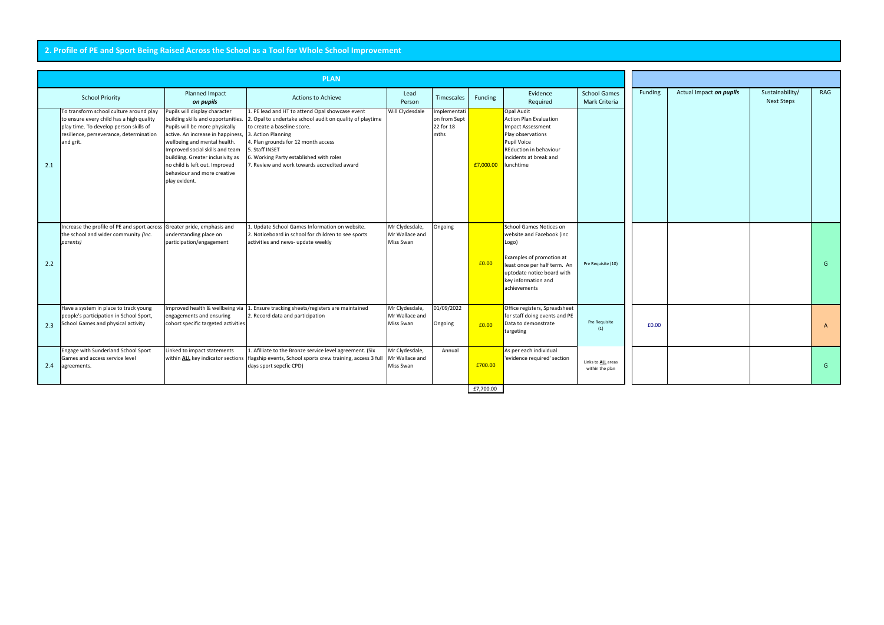## 2. Profile of PE and Sport Being Raised Across the School as a Tool for Whole School Improvement

| PLAN | | | | | | | | | | | | | |
|---|---|---|---|---|---|---|---|---|---|---|---|---|---|
| | School Priority | Planned Impact *on pupils* | Actions to Achieve | Lead Person | Timescales | Funding | Evidence Required | School Games Mark Criteria | Funding | Actual Impact ***on pupils*** | Sustainability/ Next Steps | RAG |
| 2.1 | To transform school culture around play to ensure every child has a high quality play time. To develop person skills of resilience, perseverance, determination and grit. | Pupils will display character building skills and opportunities. Pupils will be more physically active. An increase in happiness, wellbeing and mental health. Improved social skills and team buildiing. Greater inclusivity as no child is left out. Improved behaviour and more creative play evident. | 1. PE lead and HT to attend Opal showcase event<br>2. Opal to undertake school audit on quality of playtime to create a baseline score.<br>3. Action Planning<br>4. Plan grounds for 12 month access<br>5. Staff INSET<br>6. Working Party established with roles<br>7. Review and work towards accredited award | Will Clydesdale | Implementation from Sept 22 for 18 mths | £7,000.00 | Opal Audit<br>Action Plan Evaluation<br>Impact Assessment<br>Play observations<br>Pupil Voice<br>REduction in behaviour incidents at break and lunchtime | | | | | |
| 2.2 | Increase the profile of PE and sport across the school and wider community *(Inc. parents)* | Greater pride, emphasis and understanding place on participation/engagement | 1. Update School Games Information on website.<br>2. Noticeboard in school for children to see sports activities and news- update weekly | Mr Clydesdale, Mr Wallace and Miss Swan | Ongoing | £0.00 | School Games Notices on website and Facebook (inc Logo)<br><br>Examples of promotion at least once per half term. An uptodate notice board with key information and achievements | Pre Requisite (10) | | | | G |
| 2.3 | Have a system in place to track young people's participation in School Sport, School Games and physical activity | Improved health & wellbeing via engagements and ensuring cohort specific targeted activities | 1. Ensure tracking sheets/registers are maintained<br>2. Record data and participation | Mr Clydesdale, Mr Wallace and Miss Swan | 01/09/2022<br><br>Ongoing | £0.00 | Office registers, Spreadsheet for staff doing events and PE Data to demonstrate targeting | Pre Requisite (1) | £0.00 | | | A |
| 2.4 | Engage with Sunderland School Sport Games and access service level agreements. | Linked to impact statements within **ALL** key indicator sections | 1. Afilliate to the Bronze service level agreement. (Six flagship events, School sports crew training, access 3 full days sport sepcfic CPD) | Mr Clydesdale, Mr Wallace and Miss Swan | Annual | £700.00 | As per each individual 'evidence required' section | Links to **ALL** areas within the plan | | | | G |
| | | | | | | £7,700.00 | | | | | | |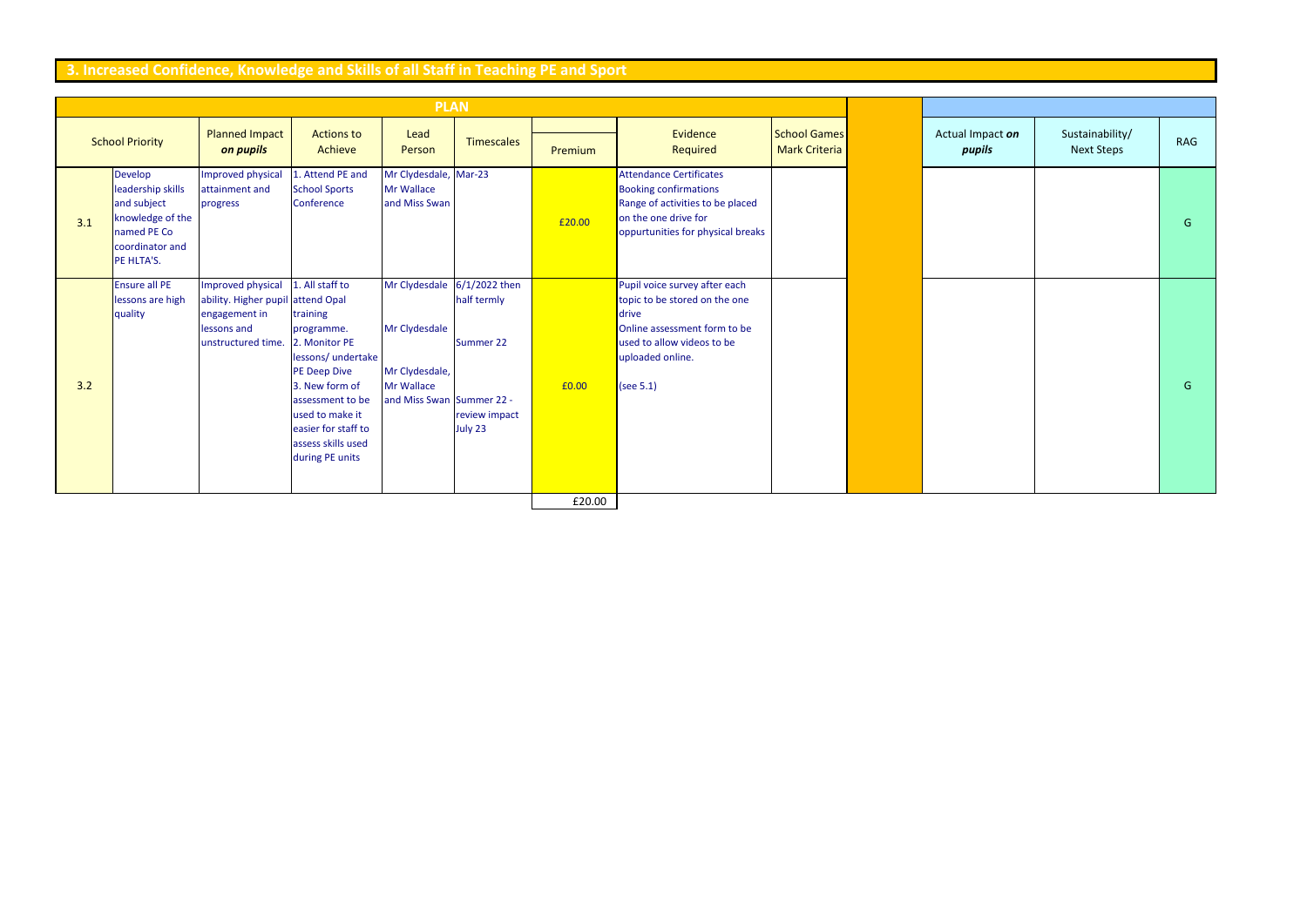## 3. Increased Confidence, Knowledge and Skills of all Staff in Teaching PE and Sport

| PLAN | | | | | | | | | | | | |
|---|---|---|---|---|---|---|---|---|---|---|---|---|
| School Priority | | Planned Impact ***on pupils*** | Actions to Achieve | Lead Person | Timescales | Premium | Evidence Required | School Games Mark Criteria | | Actual Impact ***on pupils*** | Sustainability/ Next Steps | RAG |
| 3.1 | Develop leadership skills and subject knowledge of the named PE Co coordinator and PE HLTA'S. | Improved physical attainment and progress | 1. Attend PE and School Sports Conference | Mr Clydesdale, Mr Wallace and Miss Swan | Mar-23 | £20.00 | Attendance Certificates<br>Booking confirmations<br>Range of activities to be placed on the one drive for oppurtunities for physical breaks | | | | | G |
| 3.2 | Ensure all PE lessons are high quality | Improved physical ability. Higher pupil engagement in lessons and unstructured time. | 1. All staff to attend Opal training programme.<br>2. Monitor PE lessons/ undertake PE Deep Dive<br>3. New form of assessment to be used to make it easier for staff to assess skills used during PE units | Mr Clydesdale<br><br>Mr Clydesdale<br><br>Mr Clydesdale, Mr Wallace and Miss Swan | 6/1/2022 then half termly<br><br>Summer 22<br><br>Summer 22 - review impact July 23 | £0.00 | Pupil voice survey after each topic to be stored on the one drive<br>Online assessment form to be used to allow videos to be uploaded online.<br><br>(see 5.1) | | | | | G |
| | | | | | | £20.00 | | | | | | |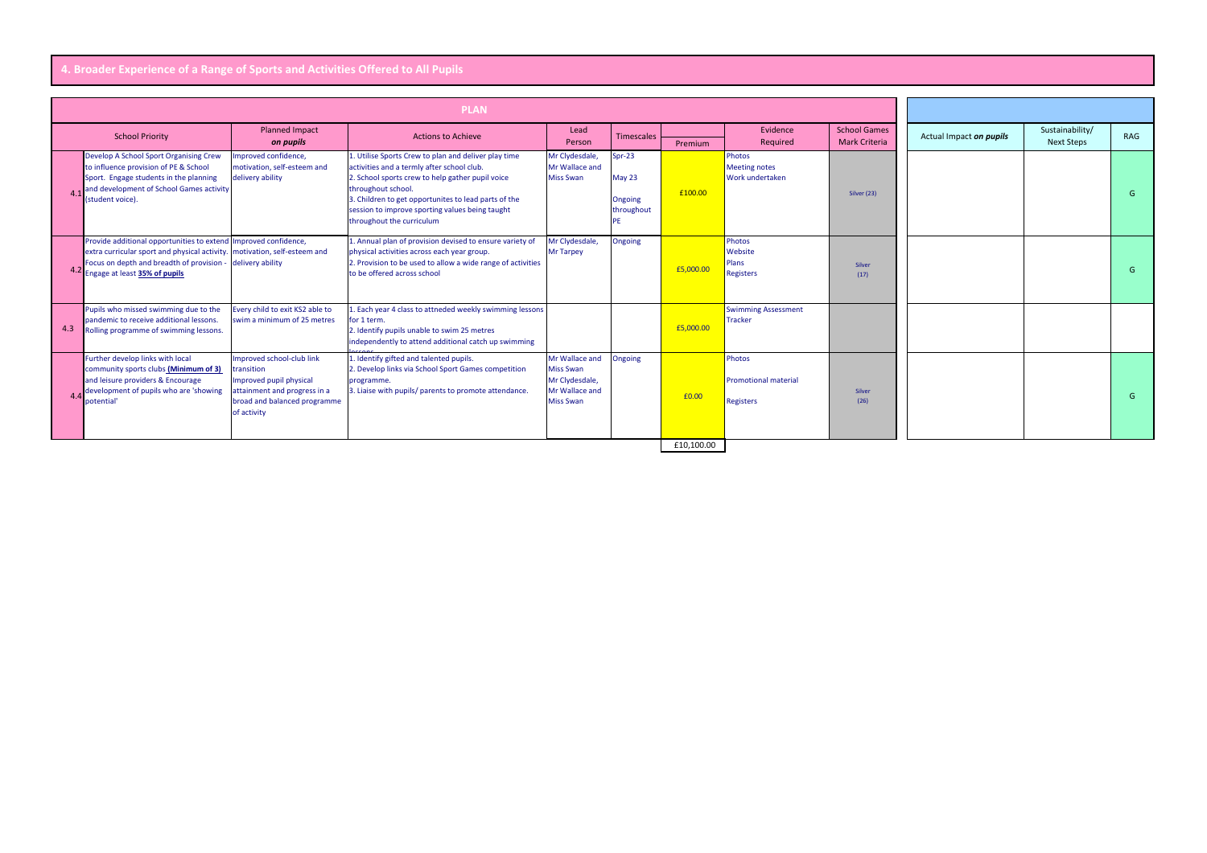## 4. Broader Experience of a Range of Sports and Activities Offered to All Pupils

| | PLAN | | | | | | | | | | | |
|---|---|---|---|---|---|---|---|---|---|---|---|---|
| | School Priority | Planned Impact ***on pupils*** | Actions to Achieve | Lead Person | Timescales | Premium | Evidence Required | School Games Mark Criteria | Actual Impact ***on pupils*** | Sustainability/ Next Steps | RAG |
| 4.1 | Develop A School Sport Organising Crew to influence provision of PE & School Sport. Engage students in the planning and development of School Games activity (student voice). | Improved confidence, motivation, self-esteem and delivery ability | 1. Utilise Sports Crew to plan and deliver play time activities and a termly after school club.<br>2. School sports crew to help gather pupil voice throughout school.<br>3. Children to get opportunites to lead parts of the session to improve sporting values being taught throughout the curriculum | Mr Clydesdale, Mr Wallace and Miss Swan | Spr-23<br>May 23<br>Ongoing throughout PE | £100.00 | Photos<br>Meeting notes<br>Work undertaken | Silver (23) | | | G |
| 4.2 | Provide additional opportunities to extend extra curricular sport and physical activity. Focus on depth and breadth of provision - Engage at least **35% of pupils** | Improved confidence, motivation, self-esteem and delivery ability | 1. Annual plan of provision devised to ensure variety of physical activities across each year group.<br>2. Provision to be used to allow a wide range of activities to be offered across school | Mr Clydesdale, Mr Tarpey | Ongoing | £5,000.00 | Photos<br>Website<br>Plans<br>Registers | Silver (17) | | | G |
| 4.3 | Pupils who missed swimming due to the pandemic to receive additional lessons. Rolling programme of swimming lessons. | Every child to exit KS2 able to swim a minimum of 25 metres | 1. Each year 4 class to attneded weekly swimming lessons for 1 term.<br>2. Identify pupils unable to swim 25 metres independently to attend additional catch up swimming lessons | | | £5,000.00 | Swimming Assessment Tracker | | | | |
| 4.4 | Further develop links with local community sports clubs **(Minimum of 3)** and leisure providers & Encourage development of pupils who are 'showing potential' | Improved school-club link transition<br>Improved pupil physical attainment and progress in a broad and balanced programme of activity | 1. Identify gifted and talented pupils.<br>2. Develop links via School Sport Games competition programme.<br>3. Liaise with pupils/ parents to promote attendance. | Mr Wallace and Miss Swan<br>Mr Clydesdale, Mr Wallace and Miss Swan | Ongoing | £0.00 | Photos<br>Promotional material<br>Registers | Silver (26) | | | G |
| | | | | | | £10,100.00 | | | | | |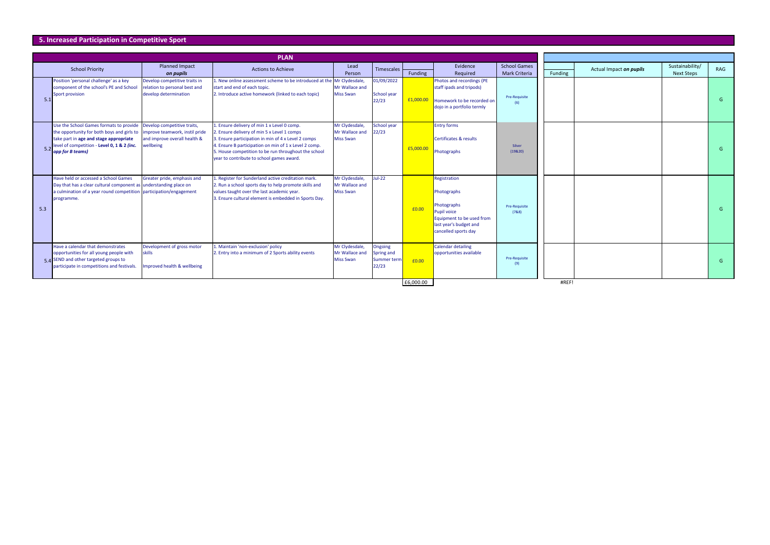## 5. Increased Participation in Competitive Sport

| PLAN | | | | | | | | | | | | | |
|---|---|---|---|---|---|---|---|---|---|---|---|---|---|
| | School Priority | Planned Impact ***on pupils*** | Actions to Achieve | Lead Person | Timescales | Funding | Evidence Required | School Games Mark Criteria | Funding | Actual Impact ***on pupils*** | Sustainability/ Next Steps | RAG |
| 5.1 | Position 'personal challenge' as a key component of the school's PE and School Sport provision | Develop competitive traits in relation to personal best and develop determination | 1. New online assessment scheme to be introduced at the start and end of each topic.<br>2. Introduce active homework (linked to each topic) | Mr Clydesdale, Mr Wallace and Miss Swan | 01/09/2022<br><br>School year 22/23 | £1,000.00 | Photos and recordings (PE staff ipads and tripods)<br><br>Homework to be recorded on dojo in a portfolio termly | Pre-Requisite (6) | | | | G |
| 5.2 | Use the School Games formats to provide the opportunity for both boys and girls to take part in **age and stage appropriate** level of competition - **Level 0, 1 & 2** ***(inc. opp for B teams)*** | Develop competitive traits, improve teamwork, instil pride and improve overall health & wellbeing | 1. Ensure delivery of min 1 x Level 0 comp.<br>2. Ensure delivery of min 5 x Level 1 comps<br>3. Ensure participation in min of 4 x Level 2 comps<br>4. Ensure B participation on min of 1 x Level 2 comp.<br>5. House competition to be run throughout the school year to contribute to school games award. | Mr Clydesdale, Mr Wallace and Miss Swan | School year 22/23 | £5,000.00 | Entry forms<br><br>Certificates & results<br><br>Photographs | Silver (19&20) | | | | G |
| 5.3 | Have held or accessed a School Games Day that has a clear cultural component as a culmination of a year round competition programme. | Greater pride, emphasis and understanding place on participation/engagement | 1. Register for Sunderland active creditation mark.<br>2. Run a school sports day to help promote skills and values taught over the last academic year.<br>3. Ensure cultural element is embedded in Sports Day. | Mr Clydesdale, Mr Wallace and Miss Swan | Jul-22 | £0.00 | Registration<br><br>Photographs<br><br>Photographs<br>Pupil voice<br>Equipment to be used from last year's budget and cancelled sports day | Pre-Requisite (7&8) | | | | G |
| 5.4 | Have a calendar that demonstrates opportunities for all young people with SEND and other targeted groups to participate in competitions and festivals. | Development of gross motor skills<br><br>Improved health & wellbeing | 1. Maintain 'non-exclusion' policy<br>2. Entry into a minimum of 2 Sports ability events | Mr Clydesdale, Mr Wallace and Miss Swan | Ongoing Spring and Summer term 22/23 | £0.00 | Calendar detailing opportunities available | Pre-Requisite (9) | | | | G |
| | | | | | | £6,000.00 | | | #REF! | | | |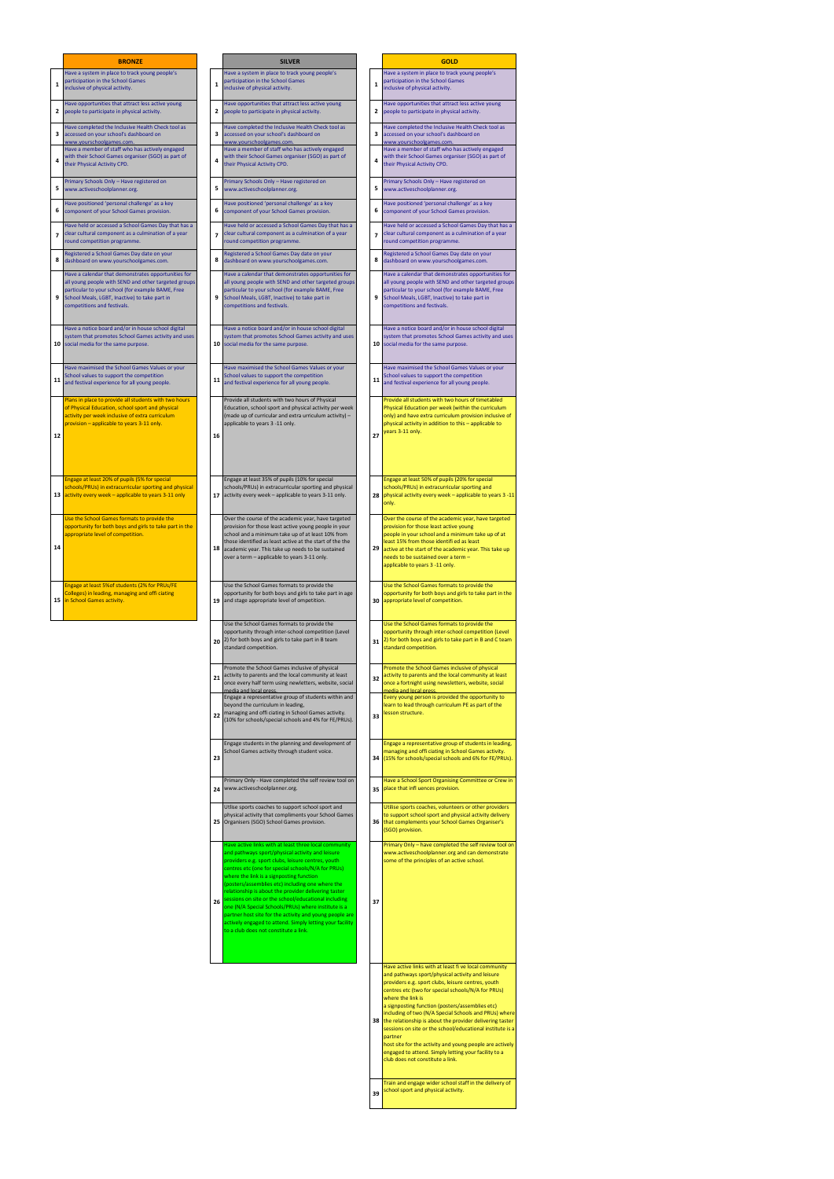## BRONZE

| # | Criteria |
|---|---|
| 1 | Have a system in place to track young people's participation in the School Games inclusive of physical activity. |
| 2 | Have opportunities that attract less active young people to participate in physical activity. |
| 3 | Have completed the Inclusive Health Check tool as accessed on your school's dashboard on www.yourschoolgames.com. |
| 4 | Have a member of staff who has actively engaged with their School Games organiser (SGO) as part of their Physical Activity CPD. |
| 5 | Primary Schools Only – Have registered on www.activeschoolplanner.org. |
| 6 | Have positioned 'personal challenge' as a key component of your School Games provision. |
| 7 | Have held or accessed a School Games Day that has a clear cultural component as a culmination of a year round competition programme. |
| 8 | Registered a School Games Day date on your dashboard on www.yourschoolgames.com. |
| 9 | Have a calendar that demonstrates opportunities for all young people with SEND and other targeted groups particular to your school (for example BAME, Free School Meals, LGBT, Inactive) to take part in competitions and festivals. |
| 10 | Have a notice board and/or in house school digital system that promotes School Games activity and uses social media for the same purpose. |
| 11 | Have maximised the School Games Values or your School values to support the competition and festival experience for all young people. |
| 12 | Plans in place to provide all students with two hours of Physical Education, school sport and physical activity per week inclusive of extra curriculum provision – applicable to years 3-11 only. |
| 13 | Engage at least 20% of pupils (5% for special schools/PRUs) in extracurricular sporting and physical activity every week – applicable to years 3-11 only |
| 14 | Use the School Games formats to provide the opportunity for both boys and girls to take part in the appropriate level of competition. |
| 15 | Engage at least 5%of students (2% for PRUs/FE Colleges) in leading, managing and offi ciating in School Games activity. |

## SILVER

| # | Criteria |
|---|---|
| 1 | Have a system in place to track young people's participation in the School Games inclusive of physical activity. |
| 2 | Have opportunities that attract less active young people to participate in physical activity. |
| 3 | Have completed the Inclusive Health Check tool as accessed on your school's dashboard on www.yourschoolgames.com. |
| 4 | Have a member of staff who has actively engaged with their School Games organiser (SGO) as part of their Physical Activity CPD. |
| 5 | Primary Schools Only – Have registered on www.activeschoolplanner.org. |
| 6 | Have positioned 'personal challenge' as a key component of your School Games provision. |
| 7 | Have held or accessed a School Games Day that has a clear cultural component as a culmination of a year round competition programme. |
| 8 | Registered a School Games Day date on your dashboard on www.yourschoolgames.com. |
| 9 | Have a calendar that demonstrates opportunities for all young people with SEND and other targeted groups particular to your school (for example BAME, Free School Meals, LGBT, Inactive) to take part in competitions and festivals. |
| 10 | Have a notice board and/or in house school digital system that promotes School Games activity and uses social media for the same purpose. |
| 11 | Have maximised the School Games Values or your School values to support the competition and festival experience for all young people. |
| 16 | Provide all students with two hours of Physical Education, school sport and physical activity per week (made up of curricular and extra curriculum activity) – applicable to years 3 -11 only. |
| 17 | Engage at least 35% of pupils (10% for special schools/PRUs) in extracurricular sporting and physical activity every week – applicable to years 3-11 only. |
| 18 | Over the course of the academic year, have targeted provision for those least active young people in your school and a minimum take up of at least 10% from those identified as least active at the start of the the academic year. This take up needs to be sustained over a term – applicable to years 3-11 only. |
| 19 | Use the School Games formats to provide the opportunity for both boys and girls to take part in age and stage appropriate level of ompetition. |
| 20 | Use the School Games formats to provide the opportunity through inter-school competition (Level 2) for both boys and girls to take part in B team standard competition. |
| 21 | Promote the School Games inclusive of physical activity to parents and the local community at least once every half term using newletters, website, social media and local press. |
| 22 | Engage a representative group of students within and beyond the curriculum in leading, managing and offi ciating in School Games activity. (10% for schools/special schools and 4% for FE/PRUs). |
| 23 | Engage students in the planning and development of School Games activity through student voice. |
| 24 | Primary Only - Have completed the self review tool on www.activeschoolplanner.org. |
| 25 | Utlise sports coaches to support school sport and physical activity that compliments your School Games Organisers (SGO) School Games provision. |
| 26 | Have active links with at least three local community and pathways sport/physical activity and leisure providers e.g. sport clubs, leisure centres, youth centres etc (one for special schools/N/A for PRUs) where the link is a signposting function (posters/assemblies etc) including one where the relationship is about the provider delivering taster sessions on site or the school/educational including one (N/A Special Schools/PRUs) where institute is a partner host site for the activity and young people are actively engaged to attend. Simply letting your facility to a club does not constitute a link. |

## GOLD

| # | Criteria |
|---|---|
| 1 | Have a system in place to track young people's participation in the School Games inclusive of physical activity. |
| 2 | Have opportunities that attract less active young people to participate in physical activity. |
| 3 | Have completed the Inclusive Health Check tool as accessed on your school's dashboard on www.yourschoolgames.com. |
| 4 | Have a member of staff who has actively engaged with their School Games organiser (SGO) as part of their Physical Activity CPD. |
| 5 | Primary Schools Only – Have registered on www.activeschoolplanner.org. |
| 6 | Have positioned 'personal challenge' as a key component of your School Games provision. |
| 7 | Have held or accessed a School Games Day that has a clear cultural component as a culmination of a year round competition programme. |
| 8 | Registered a School Games Day date on your dashboard on www.yourschoolgames.com. |
| 9 | Have a calendar that demonstrates opportunities for all young people with SEND and other targeted groups particular to your school (for example BAME, Free School Meals, LGBT, Inactive) to take part in competitions and festivals. |
| 10 | Have a notice board and/or in house school digital system that promotes School Games activity and uses social media for the same purpose. |
| 11 | Have maximised the School Games Values or your School values to support the competition and festival experience for all young people. |
| 27 | Provide all students with two hours of timetabled Physical Education per week (within the curriculum only) and have extra curriculum provision inclusive of physical activity in addition to this – applicable to years 3-11 only. |
| 28 | Engage at least 50% of pupils (20% for special schools/PRUs) in extracurricular sporting and physical activity every week – applicable to years 3 -11 only. |
| 29 | Over the course of the academic year, have targeted provision for those least active young people in your school and a minimum take up of at least 15% from those identifi ed as least active at the start of the academic year. This take up needs to be sustained over a term – applicable to years 3 -11 only. |
| 30 | Use the School Games formats to provide the opportunity for both boys and girls to take part in the appropriate level of competition. |
| 31 | Use the School Games formats to provide the opportunity through inter-school competition (Level 2) for both boys and girls to take part in B and C team standard competition. |
| 32 | Promote the School Games inclusive of physical activity to parents and the local community at least once a fortnight using newsletters, website, social media and local press. |
| 33 | Every young person is provided the opportunity to learn to lead through curriculum PE as part of the lesson structure. |
| 34 | Engage a representative group of students in leading, managing and offi ciating in School Games activity. (15% for schools/special schools and 6% for FE/PRUs). |
| 35 | Have a School Sport Organising Committee or Crew in place that infl uences provision. |
| 36 | Utilise sports coaches, volunteers or other providers to support school sport and physical activity delivery that complements your School Games Organiser's (SGO) provision. |
| 37 | Primary Only – have completed the self review tool on www.activeschoolplanner.org and can demonstrate some of the principles of an active school. |
| 38 | Have active links with at least fi ve local community and pathways sport/physical activity and leisure providers e.g. sport clubs, leisure centres, youth centres etc (two for special schools/N/A for PRUs) where the link is a signposting function (posters/assemblies etc) including of two (N/A Special Schools and PRUs) where the relationship is about the provider delivering taster sessions on site or the school/educational institute is a partner host site for the activity and young people are actively engaged to attend. Simply letting your facility to a club does not constitute a link. |
| 39 | Train and engage wider school staff in the delivery of school sport and physical activity. |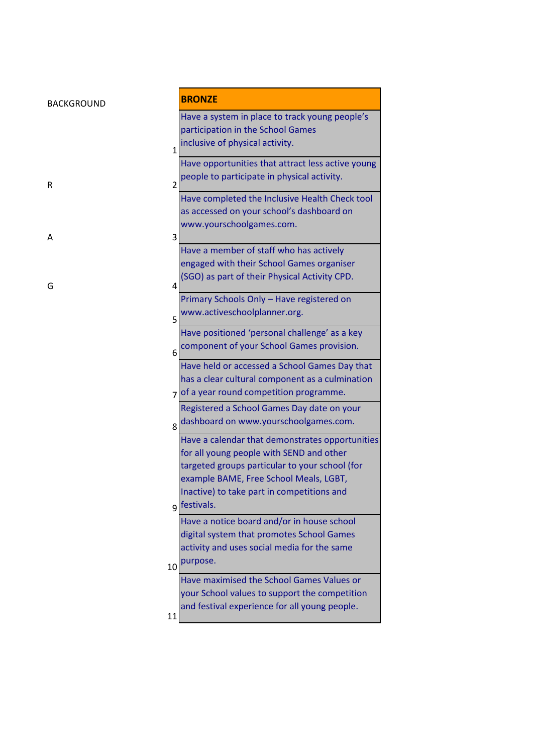| BACKGROUND | | BRONZE |
|---|---|---|
| | 1 | Have a system in place to track young people's participation in the School Games inclusive of physical activity. |
| R | 2 | Have opportunities that attract less active young people to participate in physical activity. |
| A | 3 | Have completed the Inclusive Health Check tool as accessed on your school's dashboard on www.yourschoolgames.com. |
| G | 4 | Have a member of staff who has actively engaged with their School Games organiser (SGO) as part of their Physical Activity CPD. |
| | 5 | Primary Schools Only – Have registered on www.activeschoolplanner.org. |
| | 6 | Have positioned 'personal challenge' as a key component of your School Games provision. |
| | 7 | Have held or accessed a School Games Day that has a clear cultural component as a culmination of a year round competition programme. |
| | 8 | Registered a School Games Day date on your dashboard on www.yourschoolgames.com. |
| | 9 | Have a calendar that demonstrates opportunities for all young people with SEND and other targeted groups particular to your school (for example BAME, Free School Meals, LGBT, Inactive) to take part in competitions and festivals. |
| | 10 | Have a notice board and/or in house school digital system that promotes School Games activity and uses social media for the same purpose. |
| | 11 | Have maximised the School Games Values or your School values to support the competition and festival experience for all young people. |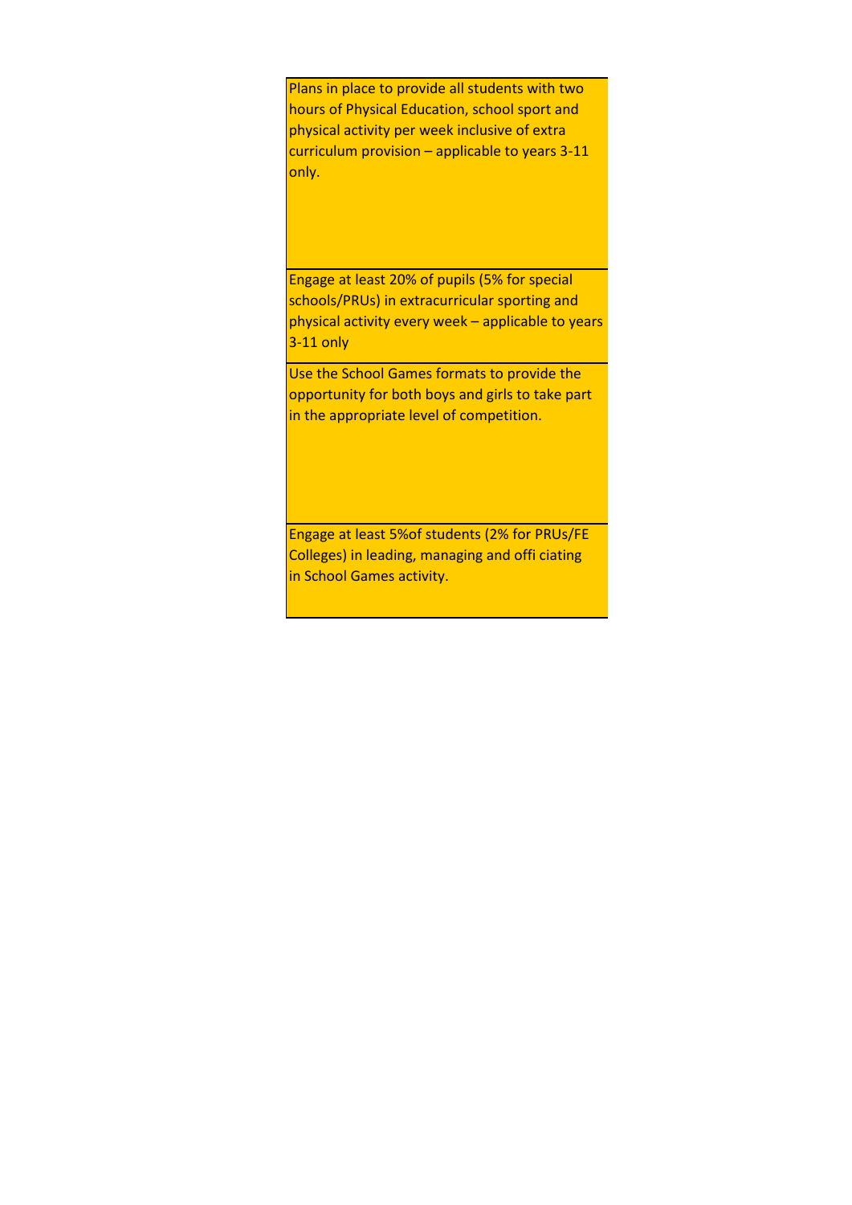| |
|---|
| Plans in place to provide all students with two hours of Physical Education, school sport and physical activity per week inclusive of extra curriculum provision – applicable to years 3-11 only. |
| Engage at least 20% of pupils (5% for special schools/PRUs) in extracurricular sporting and physical activity every week – applicable to years 3-11 only |
| Use the School Games formats to provide the opportunity for both boys and girls to take part in the appropriate level of competition. |
| Engage at least 5%of students (2% for PRUs/FE Colleges) in leading, managing and offi ciating in School Games activity. |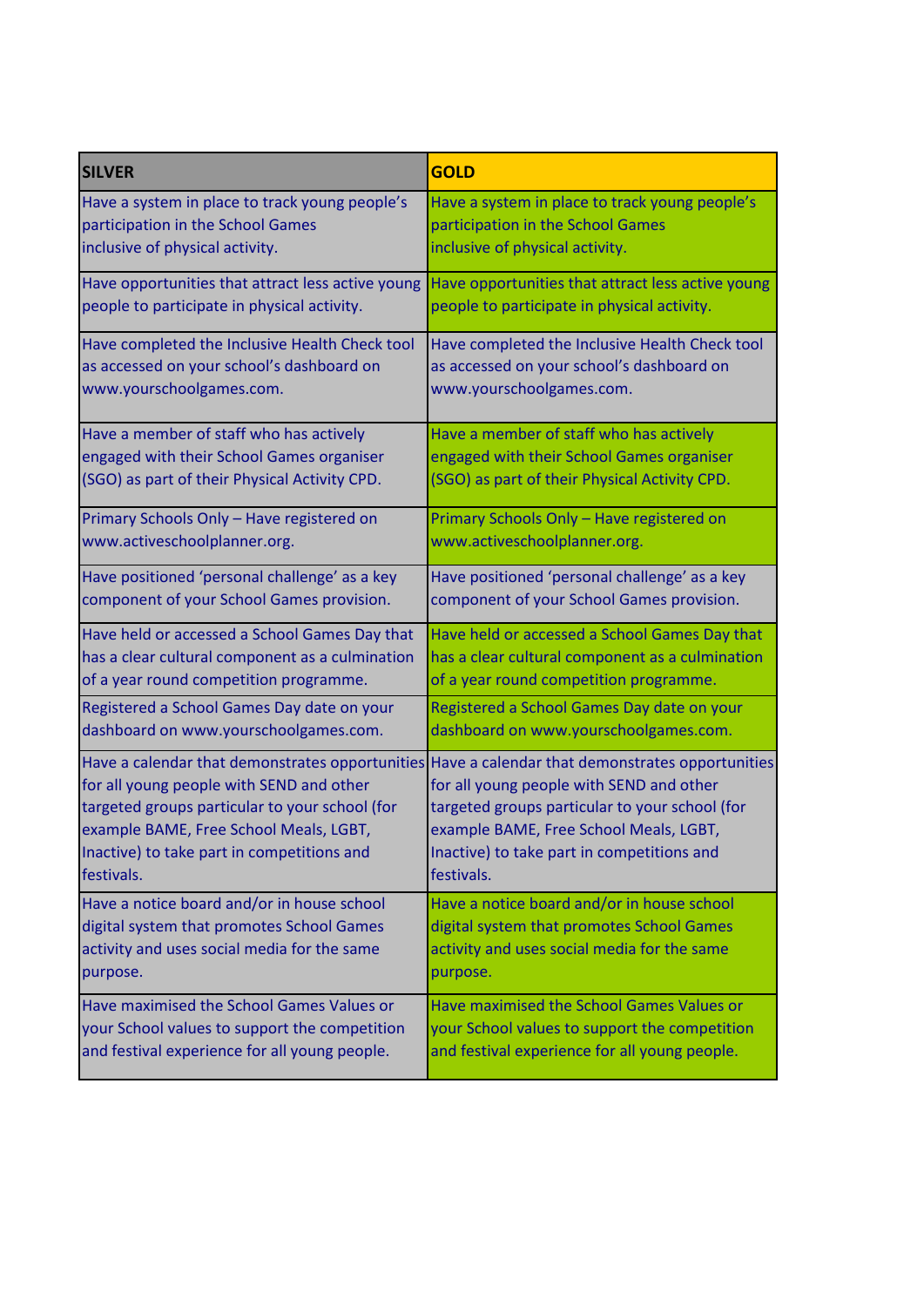| SILVER | GOLD |
|---|---|
| Have a system in place to track young people's participation in the School Games inclusive of physical activity. | Have a system in place to track young people's participation in the School Games inclusive of physical activity. |
| Have opportunities that attract less active young people to participate in physical activity. | Have opportunities that attract less active young people to participate in physical activity. |
| Have completed the Inclusive Health Check tool as accessed on your school's dashboard on www.yourschoolgames.com. | Have completed the Inclusive Health Check tool as accessed on your school's dashboard on www.yourschoolgames.com. |
| Have a member of staff who has actively engaged with their School Games organiser (SGO) as part of their Physical Activity CPD. | Have a member of staff who has actively engaged with their School Games organiser (SGO) as part of their Physical Activity CPD. |
| Primary Schools Only – Have registered on www.activeschoolplanner.org. | Primary Schools Only – Have registered on www.activeschoolplanner.org. |
| Have positioned 'personal challenge' as a key component of your School Games provision. | Have positioned 'personal challenge' as a key component of your School Games provision. |
| Have held or accessed a School Games Day that has a clear cultural component as a culmination of a year round competition programme. | Have held or accessed a School Games Day that has a clear cultural component as a culmination of a year round competition programme. |
| Registered a School Games Day date on your dashboard on www.yourschoolgames.com. | Registered a School Games Day date on your dashboard on www.yourschoolgames.com. |
| Have a calendar that demonstrates opportunities for all young people with SEND and other targeted groups particular to your school (for example BAME, Free School Meals, LGBT, Inactive) to take part in competitions and festivals. | Have a calendar that demonstrates opportunities for all young people with SEND and other targeted groups particular to your school (for example BAME, Free School Meals, LGBT, Inactive) to take part in competitions and festivals. |
| Have a notice board and/or in house school digital system that promotes School Games activity and uses social media for the same purpose. | Have a notice board and/or in house school digital system that promotes School Games activity and uses social media for the same purpose. |
| Have maximised the School Games Values or your School values to support the competition and festival experience for all young people. | Have maximised the School Games Values or your School values to support the competition and festival experience for all young people. |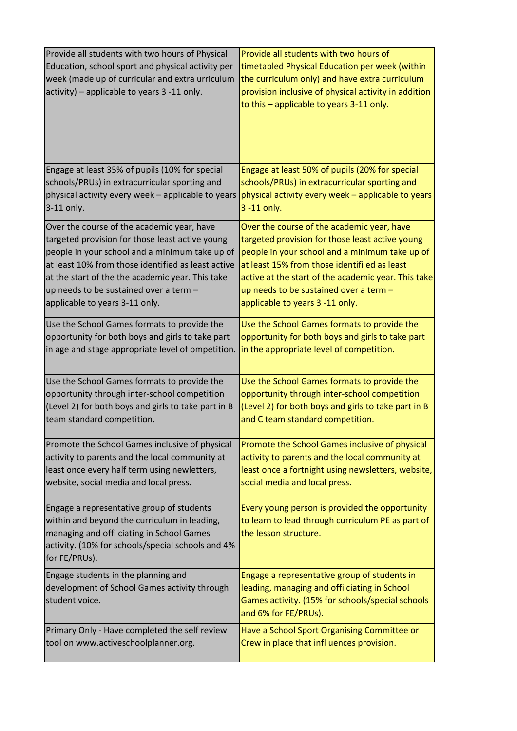| | |
|---|---|
| Provide all students with two hours of Physical Education, school sport and physical activity per week (made up of curricular and extra urriculum activity) – applicable to years 3 -11 only. | Provide all students with two hours of timetabled Physical Education per week (within the curriculum only) and have extra curriculum provision inclusive of physical activity in addition to this – applicable to years 3-11 only. |
| Engage at least 35% of pupils (10% for special schools/PRUs) in extracurricular sporting and physical activity every week – applicable to years 3-11 only. | Engage at least 50% of pupils (20% for special schools/PRUs) in extracurricular sporting and physical activity every week – applicable to years 3 -11 only. |
| Over the course of the academic year, have targeted provision for those least active young people in your school and a minimum take up of at least 10% from those identified as least active at the start of the the academic year. This take up needs to be sustained over a term – applicable to years 3-11 only. | Over the course of the academic year, have targeted provision for those least active young people in your school and a minimum take up of at least 15% from those identifi ed as least active at the start of the academic year. This take up needs to be sustained over a term – applicable to years 3 -11 only. |
| Use the School Games formats to provide the opportunity for both boys and girls to take part in age and stage appropriate level of ompetition. | Use the School Games formats to provide the opportunity for both boys and girls to take part in the appropriate level of competition. |
| Use the School Games formats to provide the opportunity through inter-school competition (Level 2) for both boys and girls to take part in B team standard competition. | Use the School Games formats to provide the opportunity through inter-school competition (Level 2) for both boys and girls to take part in B and C team standard competition. |
| Promote the School Games inclusive of physical activity to parents and the local community at least once every half term using newletters, website, social media and local press. | Promote the School Games inclusive of physical activity to parents and the local community at least once a fortnight using newsletters, website, social media and local press. |
| Engage a representative group of students within and beyond the curriculum in leading, managing and offi ciating in School Games activity. (10% for schools/special schools and 4% for FE/PRUs). | Every young person is provided the opportunity to learn to lead through curriculum PE as part of the lesson structure. |
| Engage students in the planning and development of School Games activity through student voice. | Engage a representative group of students in leading, managing and offi ciating in School Games activity. (15% for schools/special schools and 6% for FE/PRUs). |
| Primary Only - Have completed the self review tool on www.activeschoolplanner.org. | Have a School Sport Organising Committee or Crew in place that infl uences provision. |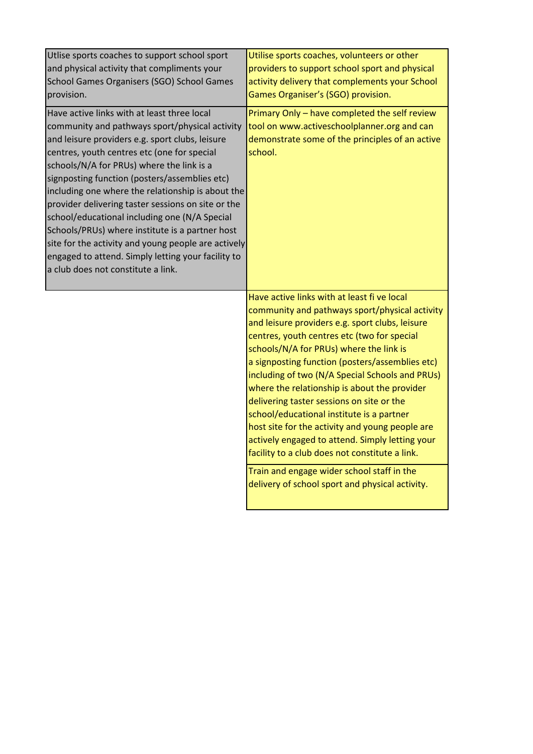| | |
|---|---|
| Utlise sports coaches to support school sport and physical activity that compliments your School Games Organisers (SGO) School Games provision. | Utilise sports coaches, volunteers or other providers to support school sport and physical activity delivery that complements your School Games Organiser's (SGO) provision. |
| Have active links with at least three local community and pathways sport/physical activity and leisure providers e.g. sport clubs, leisure centres, youth centres etc (one for special schools/N/A for PRUs) where the link is a signposting function (posters/assemblies etc) including one where the relationship is about the provider delivering taster sessions on site or the school/educational including one (N/A Special Schools/PRUs) where institute is a partner host site for the activity and young people are actively engaged to attend. Simply letting your facility to a club does not constitute a link. | Primary Only – have completed the self review tool on www.activeschoolplanner.org and can demonstrate some of the principles of an active school. |
| | Have active links with at least fi ve local community and pathways sport/physical activity and leisure providers e.g. sport clubs, leisure centres, youth centres etc (two for special schools/N/A for PRUs) where the link is a signposting function (posters/assemblies etc) including of two (N/A Special Schools and PRUs) where the relationship is about the provider delivering taster sessions on site or the school/educational institute is a partner host site for the activity and young people are actively engaged to attend. Simply letting your facility to a club does not constitute a link. |
| | Train and engage wider school staff in the delivery of school sport and physical activity. |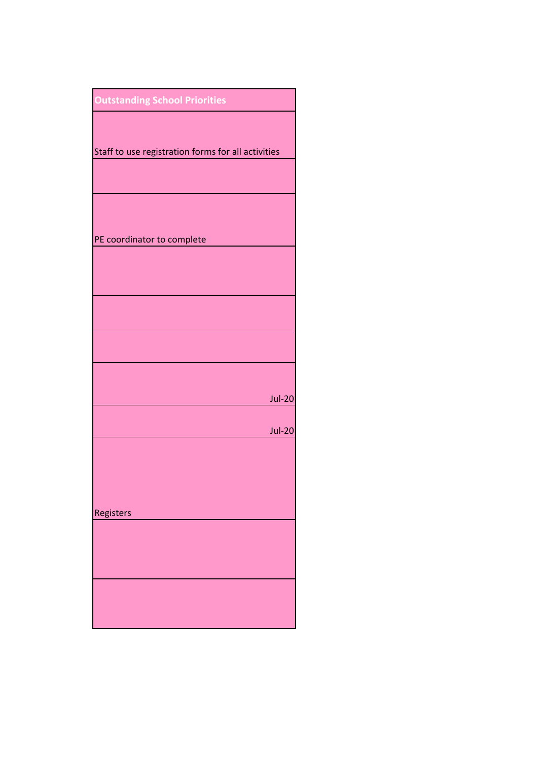| Outstanding School Priorities |
| --- |
| Staff to use registration forms for all activities |
| |
| PE coordinator to complete |
| |
| |
| |
| Jul-20 |
| Jul-20 |
| Registers |
| |
| |